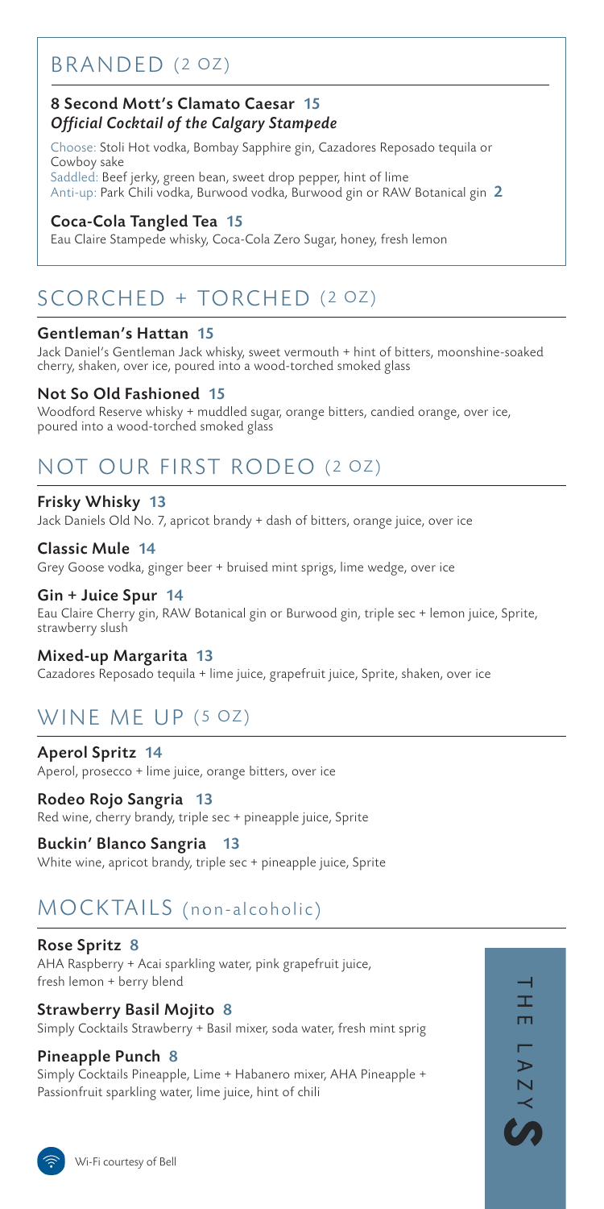## BRANDED (2 OZ)

### 8 Second Mott's Clamato Caesar 15
***Official Cocktail of the Calgary Stampede***

Choose: Stoli Hot vodka, Bombay Sapphire gin, Cazadores Reposado tequila or Cowboy sake
Saddled: Beef jerky, green bean, sweet drop pepper, hint of lime
Anti-up: Park Chili vodka, Burwood vodka, Burwood gin or RAW Botanical gin **2**

### Coca-Cola Tangled Tea 15
Eau Claire Stampede whisky, Coca-Cola Zero Sugar, honey, fresh lemon

## SCORCHED + TORCHED (2 OZ)

### Gentleman's Hattan 15
Jack Daniel's Gentleman Jack whisky, sweet vermouth + hint of bitters, moonshine-soaked cherry, shaken, over ice, poured into a wood-torched smoked glass

### Not So Old Fashioned 15
Woodford Reserve whisky + muddled sugar, orange bitters, candied orange, over ice, poured into a wood-torched smoked glass

## NOT OUR FIRST RODEO (2 OZ)

### Frisky Whisky 13
Jack Daniels Old No. 7, apricot brandy + dash of bitters, orange juice, over ice

### Classic Mule 14
Grey Goose vodka, ginger beer + bruised mint sprigs, lime wedge, over ice

### Gin + Juice Spur 14
Eau Claire Cherry gin, RAW Botanical gin or Burwood gin, triple sec + lemon juice, Sprite, strawberry slush

### Mixed-up Margarita 13
Cazadores Reposado tequila + lime juice, grapefruit juice, Sprite, shaken, over ice

## WINE ME UP (5 OZ)

### Aperol Spritz 14
Aperol, prosecco + lime juice, orange bitters, over ice

### Rodeo Rojo Sangria 13
Red wine, cherry brandy, triple sec + pineapple juice, Sprite

### Buckin' Blanco Sangria 13
White wine, apricot brandy, triple sec + pineapple juice, Sprite

## MOCKTAILS (non-alcoholic)

### Rose Spritz 8
AHA Raspberry + Acai sparkling water, pink grapefruit juice, fresh lemon + berry blend

### Strawberry Basil Mojito 8
Simply Cocktails Strawberry + Basil mixer, soda water, fresh mint sprig

### Pineapple Punch 8
Simply Cocktails Pineapple, Lime + Habanero mixer, AHA Pineapple + Passionfruit sparkling water, lime juice, hint of chili

THE LAZY S

Wi-Fi courtesy of Bell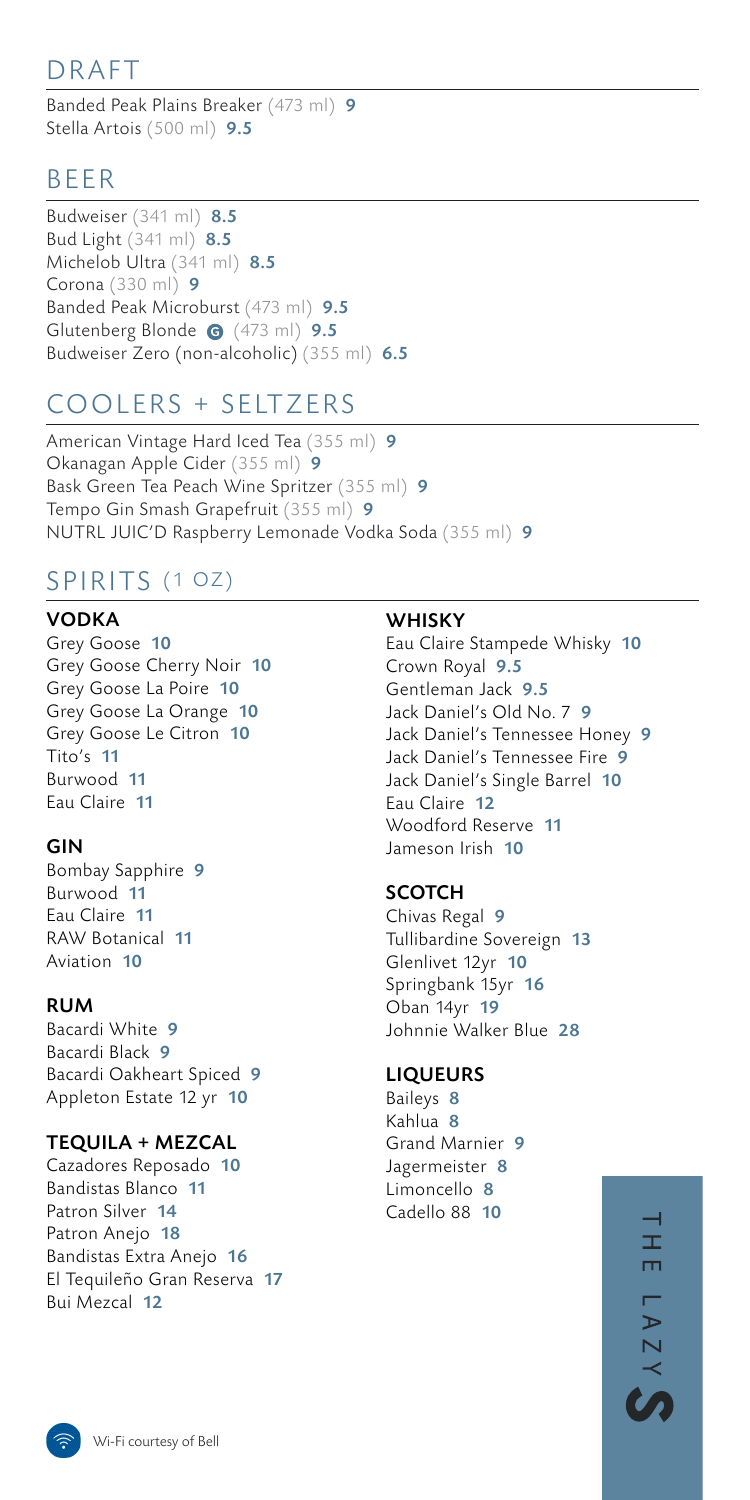## DRAFT

Banded Peak Plains Breaker (473 ml) **9**
Stella Artois (500 ml) **9.5**

## BEER

Budweiser (341 ml) **8.5**
Bud Light (341 ml) **8.5**
Michelob Ultra (341 ml) **8.5**
Corona (330 ml) **9**
Banded Peak Microburst (473 ml) **9.5**
Glutenberg Blonde G (473 ml) **9.5**
Budweiser Zero (non-alcoholic) (355 ml) **6.5**

## COOLERS + SELTZERS

American Vintage Hard Iced Tea (355 ml) **9**
Okanagan Apple Cider (355 ml) **9**
Bask Green Tea Peach Wine Spritzer (355 ml) **9**
Tempo Gin Smash Grapefruit (355 ml) **9**
NUTRL JUIC'D Raspberry Lemonade Vodka Soda (355 ml) **9**

## SPIRITS (1 OZ)

### VODKA

Grey Goose **10**
Grey Goose Cherry Noir **10**
Grey Goose La Poire **10**
Grey Goose La Orange **10**
Grey Goose Le Citron **10**
Tito's **11**
Burwood **11**
Eau Claire **11**

### GIN

Bombay Sapphire **9**
Burwood **11**
Eau Claire **11**
RAW Botanical **11**
Aviation **10**

### RUM

Bacardi White **9**
Bacardi Black **9**
Bacardi Oakheart Spiced **9**
Appleton Estate 12 yr **10**

### TEQUILA + MEZCAL

Cazadores Reposado **10**
Bandistas Blanco **11**
Patron Silver **14**
Patron Anejo **18**
Bandistas Extra Anejo **16**
El Tequileño Gran Reserva **17**
Bui Mezcal **12**

### WHISKY

Eau Claire Stampede Whisky **10**
Crown Royal **9.5**
Gentleman Jack **9.5**
Jack Daniel's Old No. 7 **9**
Jack Daniel's Tennessee Honey **9**
Jack Daniel's Tennessee Fire **9**
Jack Daniel's Single Barrel **10**
Eau Claire **12**
Woodford Reserve **11**
Jameson Irish **10**

### SCOTCH

Chivas Regal **9**
Tullibardine Sovereign **13**
Glenlivet 12yr **10**
Springbank 15yr **16**
Oban 14yr **19**
Johnnie Walker Blue **28**

### LIQUEURS

Baileys **8**
Kahlua **8**
Grand Marnier **9**
Jagermeister **8**
Limoncello **8**
Cadello 88 **10**

THE LAZY S

Wi-Fi courtesy of Bell